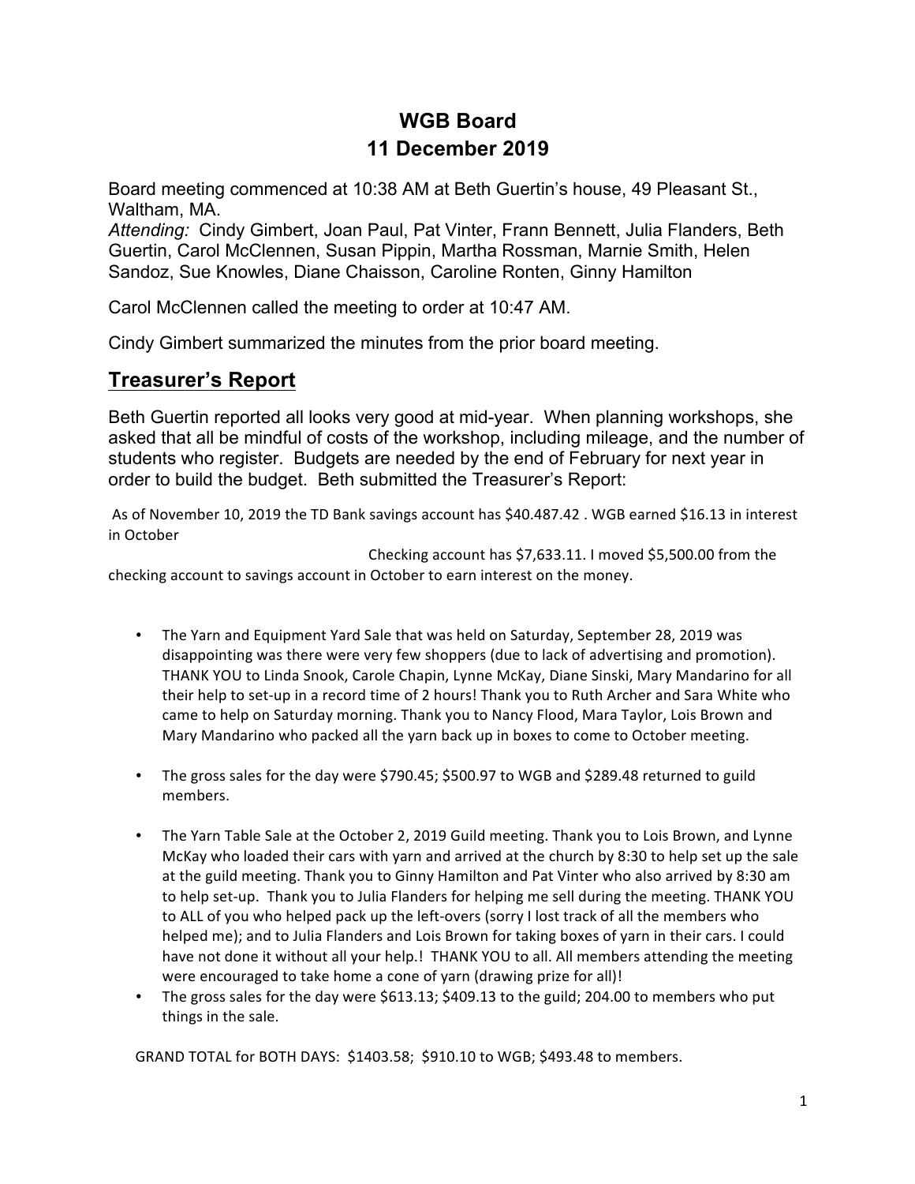# WGB Board
# 11 December 2019

Board meeting commenced at 10:38 AM at Beth Guertin's house, 49 Pleasant St., Waltham, MA.
*Attending:* Cindy Gimbert, Joan Paul, Pat Vinter, Frann Bennett, Julia Flanders, Beth Guertin, Carol McClennen, Susan Pippin, Martha Rossman, Marnie Smith, Helen Sandoz, Sue Knowles, Diane Chaisson, Caroline Ronten, Ginny Hamilton

Carol McClennen called the meeting to order at 10:47 AM.

Cindy Gimbert summarized the minutes from the prior board meeting.

## Treasurer's Report

Beth Guertin reported all looks very good at mid-year. When planning workshops, she asked that all be mindful of costs of the workshop, including mileage, and the number of students who register. Budgets are needed by the end of February for next year in order to build the budget. Beth submitted the Treasurer's Report:

As of November 10, 2019 the TD Bank savings account has $40.487.42 . WGB earned $16.13 in interest in October

Checking account has $7,633.11. I moved $5,500.00 from the checking account to savings account in October to earn interest on the money.

- The Yarn and Equipment Yard Sale that was held on Saturday, September 28, 2019 was disappointing was there were very few shoppers (due to lack of advertising and promotion). THANK YOU to Linda Snook, Carole Chapin, Lynne McKay, Diane Sinski, Mary Mandarino for all their help to set-up in a record time of 2 hours! Thank you to Ruth Archer and Sara White who came to help on Saturday morning. Thank you to Nancy Flood, Mara Taylor, Lois Brown and Mary Mandarino who packed all the yarn back up in boxes to come to October meeting.

- The gross sales for the day were $790.45; $500.97 to WGB and $289.48 returned to guild members.

- The Yarn Table Sale at the October 2, 2019 Guild meeting. Thank you to Lois Brown, and Lynne McKay who loaded their cars with yarn and arrived at the church by 8:30 to help set up the sale at the guild meeting. Thank you to Ginny Hamilton and Pat Vinter who also arrived by 8:30 am to help set-up. Thank you to Julia Flanders for helping me sell during the meeting. THANK YOU to ALL of you who helped pack up the left-overs (sorry I lost track of all the members who helped me); and to Julia Flanders and Lois Brown for taking boxes of yarn in their cars. I could have not done it without all your help.! THANK YOU to all. All members attending the meeting were encouraged to take home a cone of yarn (drawing prize for all)!
- The gross sales for the day were $613.13; $409.13 to the guild; 204.00 to members who put things in the sale.

GRAND TOTAL for BOTH DAYS: $1403.58; $910.10 to WGB; $493.48 to members.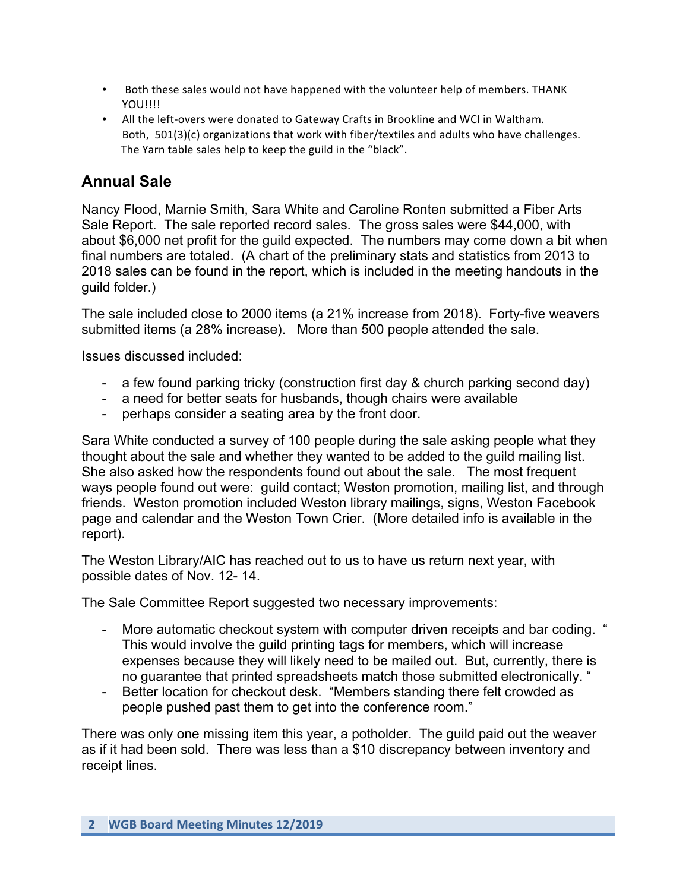- Both these sales would not have happened with the volunteer help of members. THANK YOU!!!!
- All the left-overs were donated to Gateway Crafts in Brookline and WCI in Waltham. Both, 501(3)(c) organizations that work with fiber/textiles and adults who have challenges. The Yarn table sales help to keep the guild in the "black".

## Annual Sale

Nancy Flood, Marnie Smith, Sara White and Caroline Ronten submitted a Fiber Arts Sale Report. The sale reported record sales. The gross sales were $44,000, with about $6,000 net profit for the guild expected. The numbers may come down a bit when final numbers are totaled. (A chart of the preliminary stats and statistics from 2013 to 2018 sales can be found in the report, which is included in the meeting handouts in the guild folder.)

The sale included close to 2000 items (a 21% increase from 2018). Forty-five weavers submitted items (a 28% increase). More than 500 people attended the sale.

Issues discussed included:

- a few found parking tricky (construction first day & church parking second day)
- a need for better seats for husbands, though chairs were available
- perhaps consider a seating area by the front door.

Sara White conducted a survey of 100 people during the sale asking people what they thought about the sale and whether they wanted to be added to the guild mailing list. She also asked how the respondents found out about the sale. The most frequent ways people found out were: guild contact; Weston promotion, mailing list, and through friends. Weston promotion included Weston library mailings, signs, Weston Facebook page and calendar and the Weston Town Crier. (More detailed info is available in the report).

The Weston Library/AIC has reached out to us to have us return next year, with possible dates of Nov. 12- 14.

The Sale Committee Report suggested two necessary improvements:

- More automatic checkout system with computer driven receipts and bar coding. " This would involve the guild printing tags for members, which will increase expenses because they will likely need to be mailed out. But, currently, there is no guarantee that printed spreadsheets match those submitted electronically. "
- Better location for checkout desk. "Members standing there felt crowded as people pushed past them to get into the conference room."

There was only one missing item this year, a potholder. The guild paid out the weaver as if it had been sold. There was less than a $10 discrepancy between inventory and receipt lines.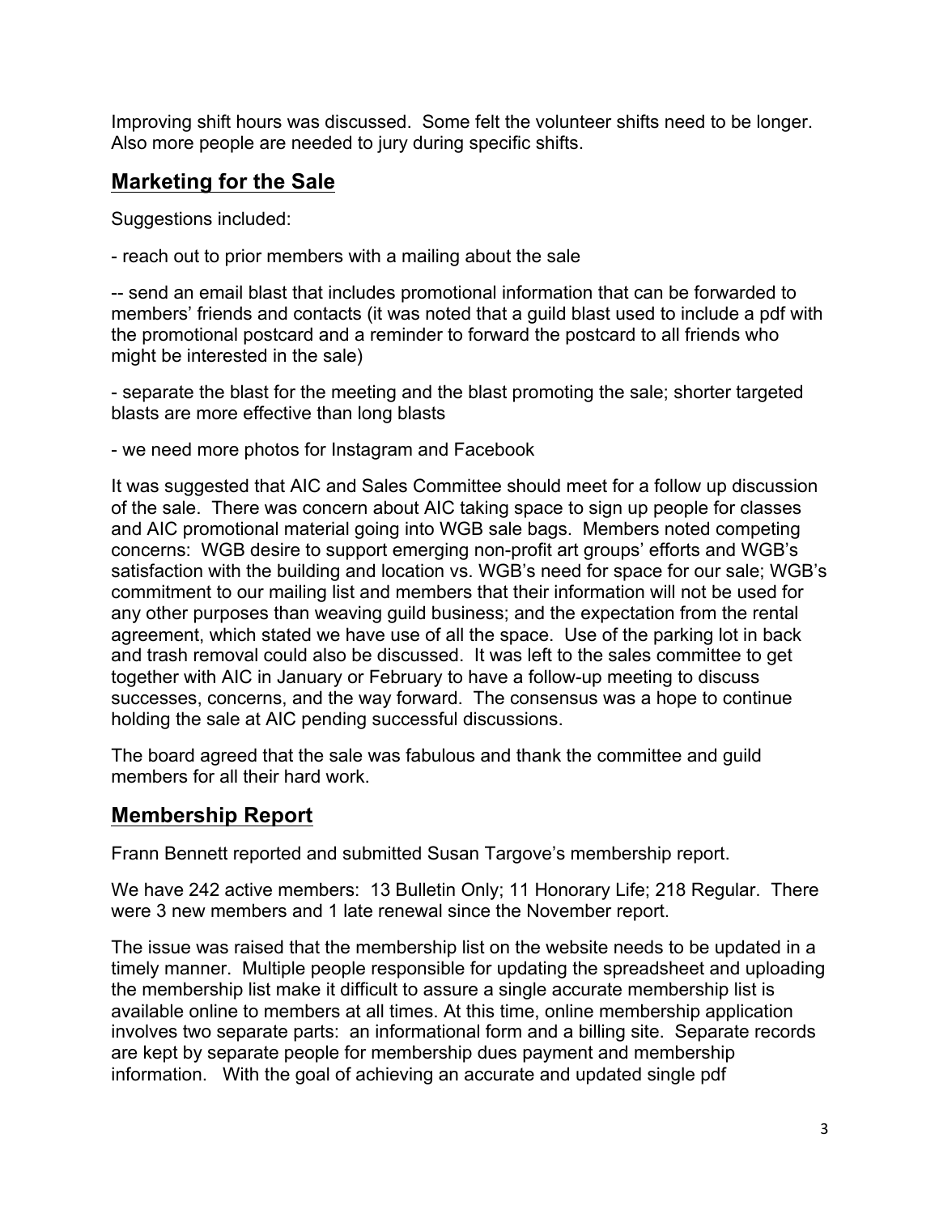Improving shift hours was discussed. Some felt the volunteer shifts need to be longer. Also more people are needed to jury during specific shifts.

## Marketing for the Sale

Suggestions included:

- reach out to prior members with a mailing about the sale

-- send an email blast that includes promotional information that can be forwarded to members' friends and contacts (it was noted that a guild blast used to include a pdf with the promotional postcard and a reminder to forward the postcard to all friends who might be interested in the sale)

- separate the blast for the meeting and the blast promoting the sale; shorter targeted blasts are more effective than long blasts

- we need more photos for Instagram and Facebook

It was suggested that AIC and Sales Committee should meet for a follow up discussion of the sale. There was concern about AIC taking space to sign up people for classes and AIC promotional material going into WGB sale bags. Members noted competing concerns: WGB desire to support emerging non-profit art groups' efforts and WGB's satisfaction with the building and location vs. WGB's need for space for our sale; WGB's commitment to our mailing list and members that their information will not be used for any other purposes than weaving guild business; and the expectation from the rental agreement, which stated we have use of all the space. Use of the parking lot in back and trash removal could also be discussed. It was left to the sales committee to get together with AIC in January or February to have a follow-up meeting to discuss successes, concerns, and the way forward. The consensus was a hope to continue holding the sale at AIC pending successful discussions.

The board agreed that the sale was fabulous and thank the committee and guild members for all their hard work.

## Membership Report

Frann Bennett reported and submitted Susan Targove's membership report.

We have 242 active members: 13 Bulletin Only; 11 Honorary Life; 218 Regular. There were 3 new members and 1 late renewal since the November report.

The issue was raised that the membership list on the website needs to be updated in a timely manner. Multiple people responsible for updating the spreadsheet and uploading the membership list make it difficult to assure a single accurate membership list is available online to members at all times. At this time, online membership application involves two separate parts: an informational form and a billing site. Separate records are kept by separate people for membership dues payment and membership information. With the goal of achieving an accurate and updated single pdf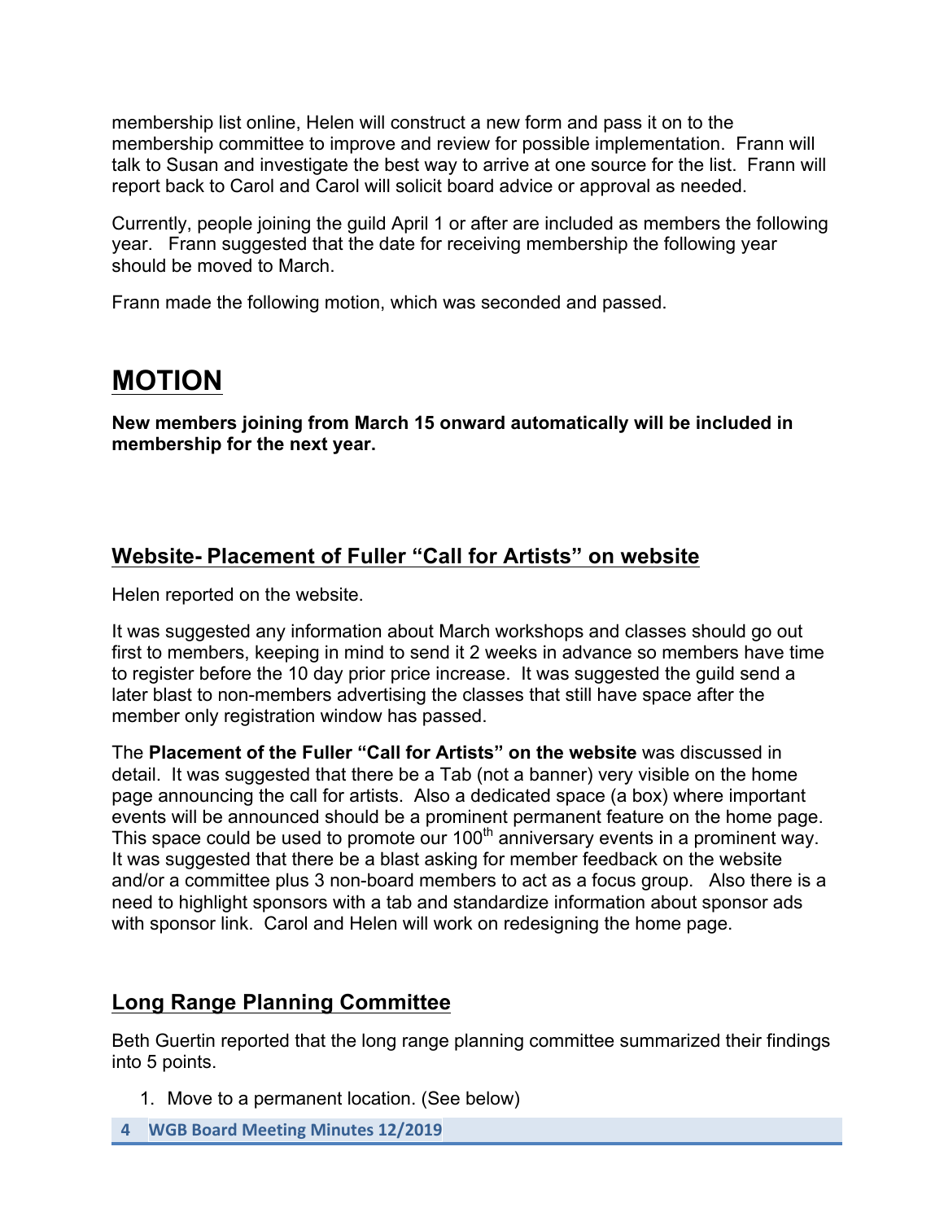membership list online, Helen will construct a new form and pass it on to the membership committee to improve and review for possible implementation. Frann will talk to Susan and investigate the best way to arrive at one source for the list. Frann will report back to Carol and Carol will solicit board advice or approval as needed.

Currently, people joining the guild April 1 or after are included as members the following year. Frann suggested that the date for receiving membership the following year should be moved to March.

Frann made the following motion, which was seconded and passed.

# MOTION

**New members joining from March 15 onward automatically will be included in membership for the next year.**

## Website- Placement of Fuller "Call for Artists" on website

Helen reported on the website.

It was suggested any information about March workshops and classes should go out first to members, keeping in mind to send it 2 weeks in advance so members have time to register before the 10 day prior price increase. It was suggested the guild send a later blast to non-members advertising the classes that still have space after the member only registration window has passed.

The **Placement of the Fuller "Call for Artists" on the website** was discussed in detail. It was suggested that there be a Tab (not a banner) very visible on the home page announcing the call for artists. Also a dedicated space (a box) where important events will be announced should be a prominent permanent feature on the home page. This space could be used to promote our 100th anniversary events in a prominent way. It was suggested that there be a blast asking for member feedback on the website and/or a committee plus 3 non-board members to act as a focus group. Also there is a need to highlight sponsors with a tab and standardize information about sponsor ads with sponsor link. Carol and Helen will work on redesigning the home page.

## Long Range Planning Committee

Beth Guertin reported that the long range planning committee summarized their findings into 5 points.

1. Move to a permanent location. (See below)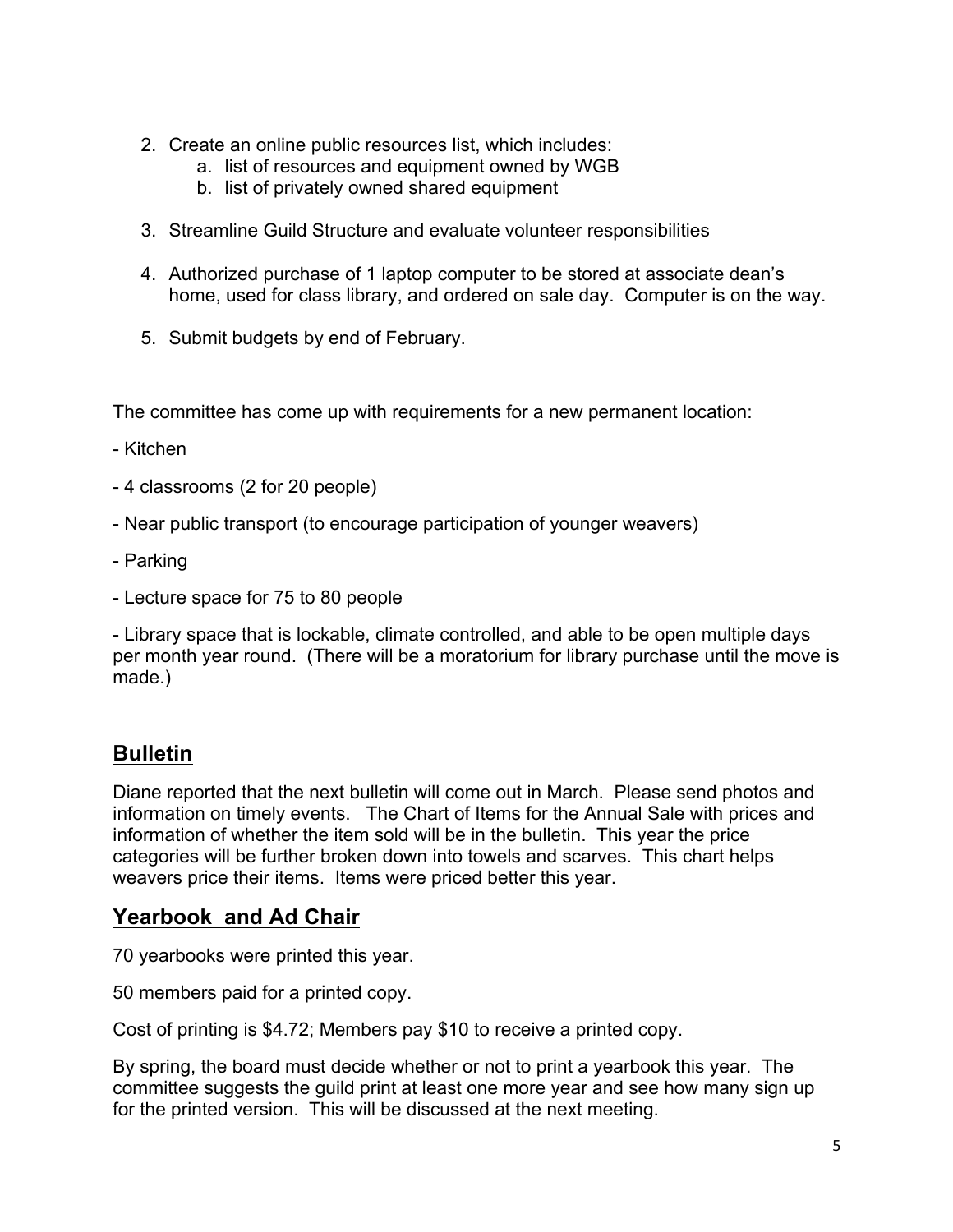2. Create an online public resources list, which includes:
    a. list of resources and equipment owned by WGB
    b. list of privately owned shared equipment

3. Streamline Guild Structure and evaluate volunteer responsibilities

4. Authorized purchase of 1 laptop computer to be stored at associate dean's home, used for class library, and ordered on sale day. Computer is on the way.

5. Submit budgets by end of February.

The committee has come up with requirements for a new permanent location:

- Kitchen

- 4 classrooms (2 for 20 people)

- Near public transport (to encourage participation of younger weavers)

- Parking

- Lecture space for 75 to 80 people

- Library space that is lockable, climate controlled, and able to be open multiple days per month year round. (There will be a moratorium for library purchase until the move is made.)

## Bulletin

Diane reported that the next bulletin will come out in March. Please send photos and information on timely events. The Chart of Items for the Annual Sale with prices and information of whether the item sold will be in the bulletin. This year the price categories will be further broken down into towels and scarves. This chart helps weavers price their items. Items were priced better this year.

## Yearbook and Ad Chair

70 yearbooks were printed this year.

50 members paid for a printed copy.

Cost of printing is $4.72; Members pay $10 to receive a printed copy.

By spring, the board must decide whether or not to print a yearbook this year. The committee suggests the guild print at least one more year and see how many sign up for the printed version. This will be discussed at the next meeting.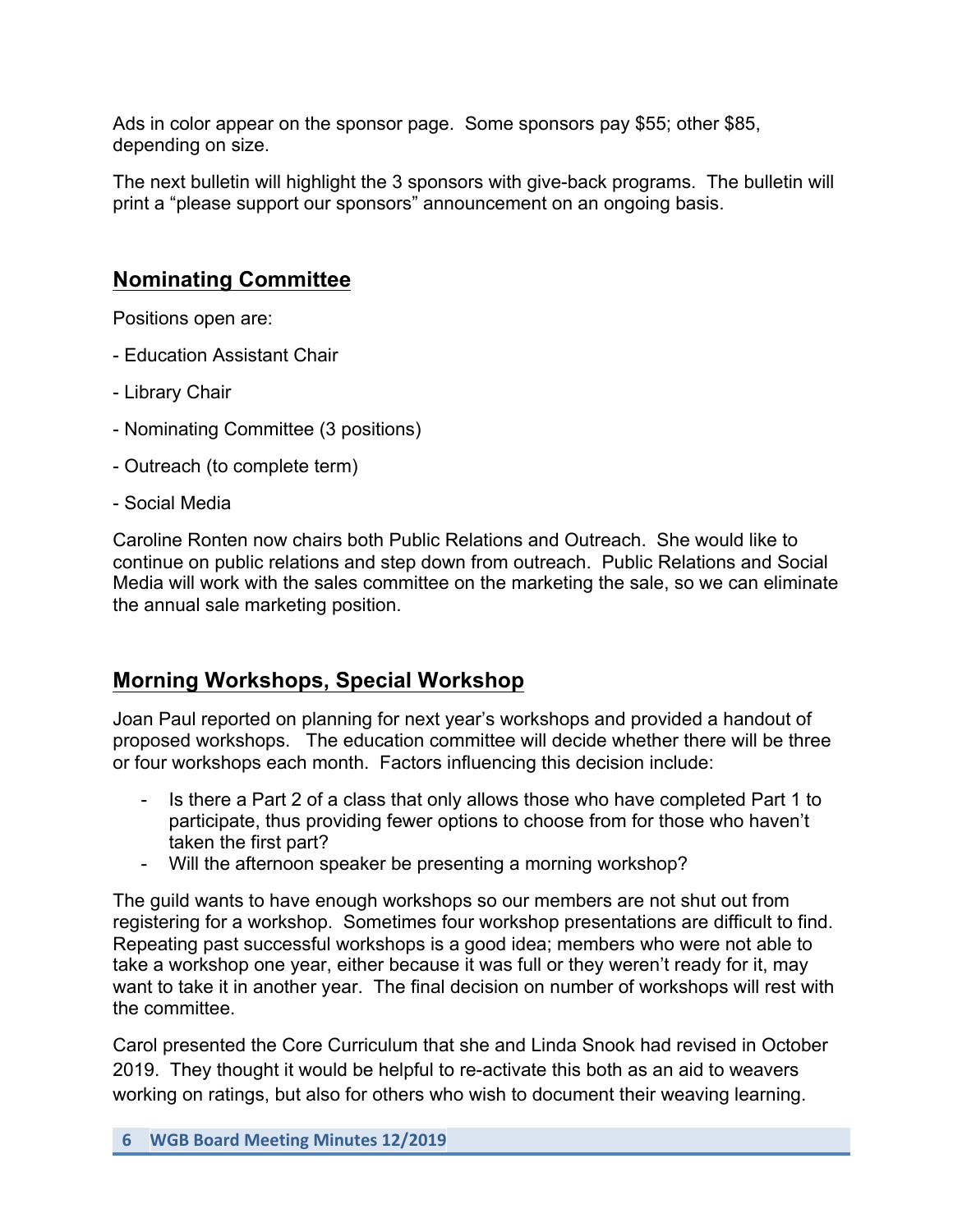Ads in color appear on the sponsor page. Some sponsors pay $55; other $85, depending on size.

The next bulletin will highlight the 3 sponsors with give-back programs. The bulletin will print a "please support our sponsors" announcement on an ongoing basis.

## Nominating Committee

Positions open are:

- Education Assistant Chair

- Library Chair

- Nominating Committee (3 positions)

- Outreach (to complete term)

- Social Media

Caroline Ronten now chairs both Public Relations and Outreach. She would like to continue on public relations and step down from outreach. Public Relations and Social Media will work with the sales committee on the marketing the sale, so we can eliminate the annual sale marketing position.

## Morning Workshops, Special Workshop

Joan Paul reported on planning for next year's workshops and provided a handout of proposed workshops. The education committee will decide whether there will be three or four workshops each month. Factors influencing this decision include:

- Is there a Part 2 of a class that only allows those who have completed Part 1 to participate, thus providing fewer options to choose from for those who haven't taken the first part?
- Will the afternoon speaker be presenting a morning workshop?

The guild wants to have enough workshops so our members are not shut out from registering for a workshop. Sometimes four workshop presentations are difficult to find. Repeating past successful workshops is a good idea; members who were not able to take a workshop one year, either because it was full or they weren't ready for it, may want to take it in another year. The final decision on number of workshops will rest with the committee.

Carol presented the Core Curriculum that she and Linda Snook had revised in October 2019. They thought it would be helpful to re-activate this both as an aid to weavers working on ratings, but also for others who wish to document their weaving learning.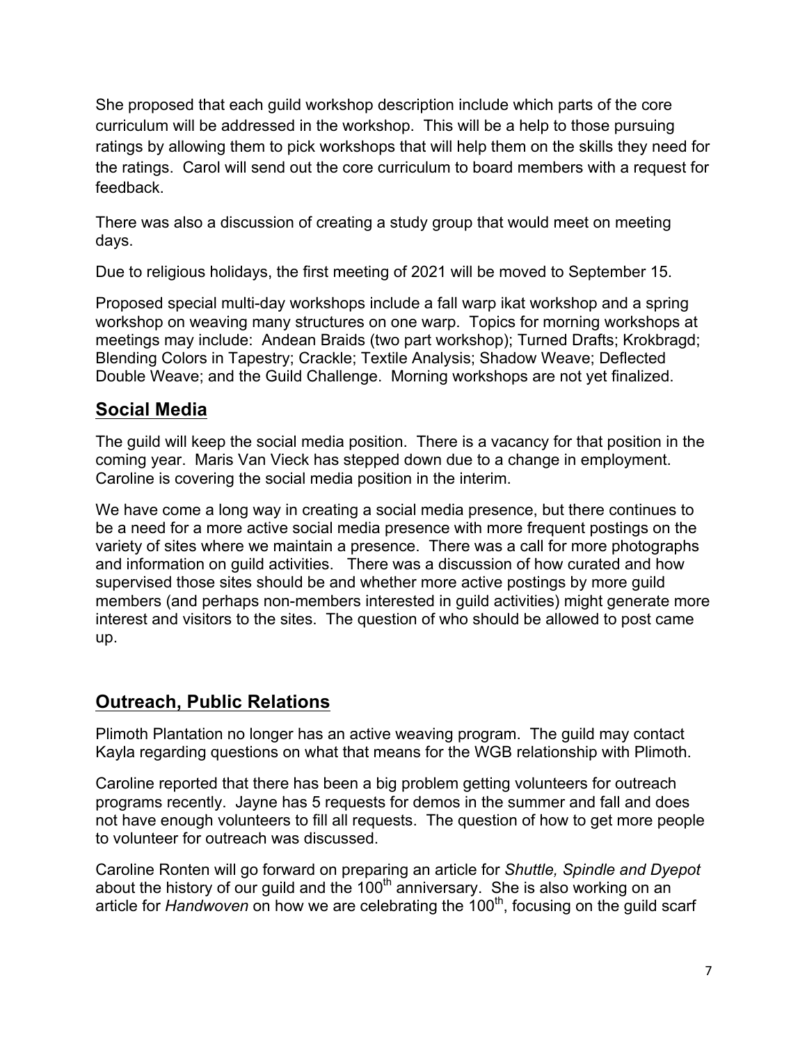She proposed that each guild workshop description include which parts of the core curriculum will be addressed in the workshop. This will be a help to those pursuing ratings by allowing them to pick workshops that will help them on the skills they need for the ratings. Carol will send out the core curriculum to board members with a request for feedback.

There was also a discussion of creating a study group that would meet on meeting days.

Due to religious holidays, the first meeting of 2021 will be moved to September 15.

Proposed special multi-day workshops include a fall warp ikat workshop and a spring workshop on weaving many structures on one warp. Topics for morning workshops at meetings may include: Andean Braids (two part workshop); Turned Drafts; Krokbragd; Blending Colors in Tapestry; Crackle; Textile Analysis; Shadow Weave; Deflected Double Weave; and the Guild Challenge. Morning workshops are not yet finalized.

## Social Media

The guild will keep the social media position. There is a vacancy for that position in the coming year. Maris Van Vieck has stepped down due to a change in employment. Caroline is covering the social media position in the interim.

We have come a long way in creating a social media presence, but there continues to be a need for a more active social media presence with more frequent postings on the variety of sites where we maintain a presence. There was a call for more photographs and information on guild activities. There was a discussion of how curated and how supervised those sites should be and whether more active postings by more guild members (and perhaps non-members interested in guild activities) might generate more interest and visitors to the sites. The question of who should be allowed to post came up.

## Outreach, Public Relations

Plimoth Plantation no longer has an active weaving program. The guild may contact Kayla regarding questions on what that means for the WGB relationship with Plimoth.

Caroline reported that there has been a big problem getting volunteers for outreach programs recently. Jayne has 5 requests for demos in the summer and fall and does not have enough volunteers to fill all requests. The question of how to get more people to volunteer for outreach was discussed.

Caroline Ronten will go forward on preparing an article for *Shuttle, Spindle and Dyepot* about the history of our guild and the 100th anniversary. She is also working on an article for *Handwoven* on how we are celebrating the 100th, focusing on the guild scarf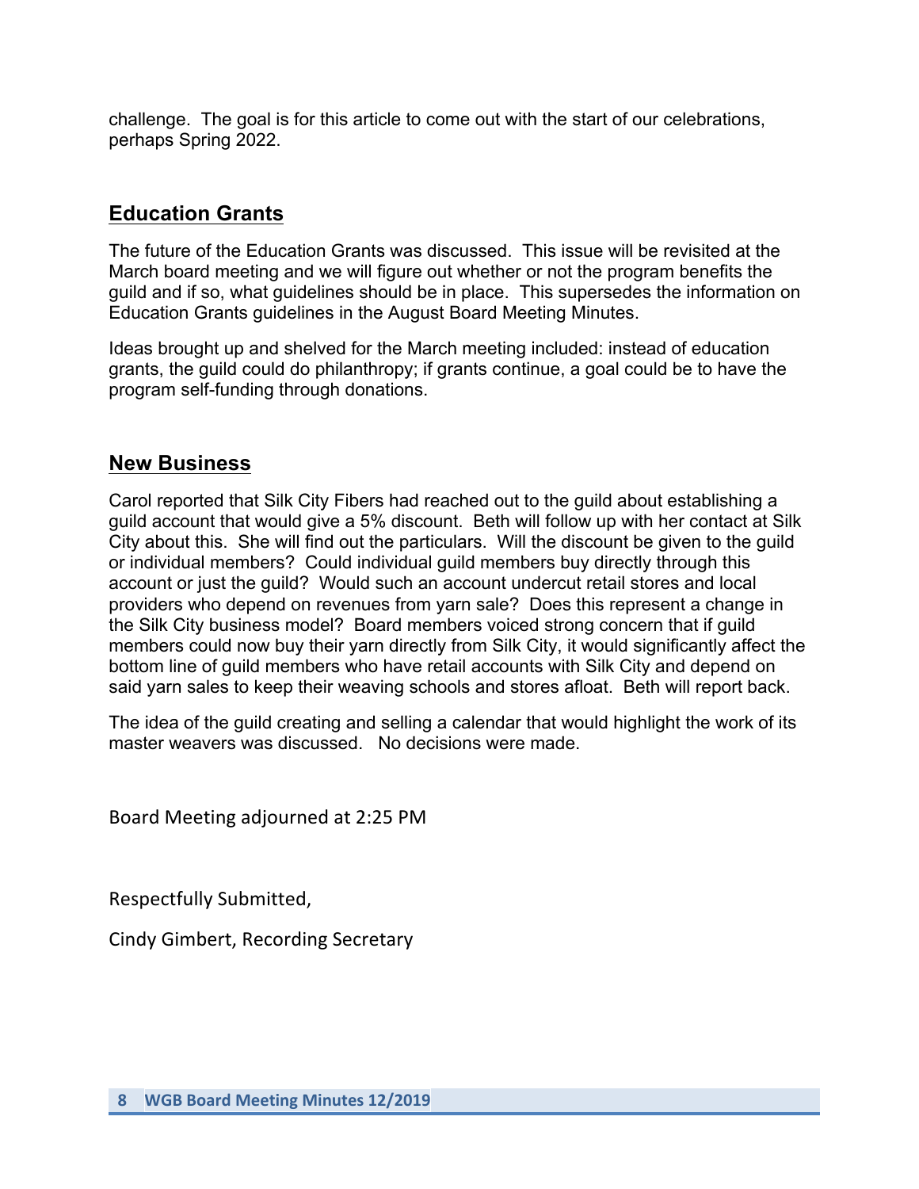challenge. The goal is for this article to come out with the start of our celebrations, perhaps Spring 2022.

## Education Grants

The future of the Education Grants was discussed. This issue will be revisited at the March board meeting and we will figure out whether or not the program benefits the guild and if so, what guidelines should be in place. This supersedes the information on Education Grants guidelines in the August Board Meeting Minutes.

Ideas brought up and shelved for the March meeting included: instead of education grants, the guild could do philanthropy; if grants continue, a goal could be to have the program self-funding through donations.

## New Business

Carol reported that Silk City Fibers had reached out to the guild about establishing a guild account that would give a 5% discount. Beth will follow up with her contact at Silk City about this. She will find out the particulars. Will the discount be given to the guild or individual members? Could individual guild members buy directly through this account or just the guild? Would such an account undercut retail stores and local providers who depend on revenues from yarn sale? Does this represent a change in the Silk City business model? Board members voiced strong concern that if guild members could now buy their yarn directly from Silk City, it would significantly affect the bottom line of guild members who have retail accounts with Silk City and depend on said yarn sales to keep their weaving schools and stores afloat. Beth will report back.

The idea of the guild creating and selling a calendar that would highlight the work of its master weavers was discussed. No decisions were made.

Board Meeting adjourned at 2:25 PM

Respectfully Submitted,

Cindy Gimbert, Recording Secretary